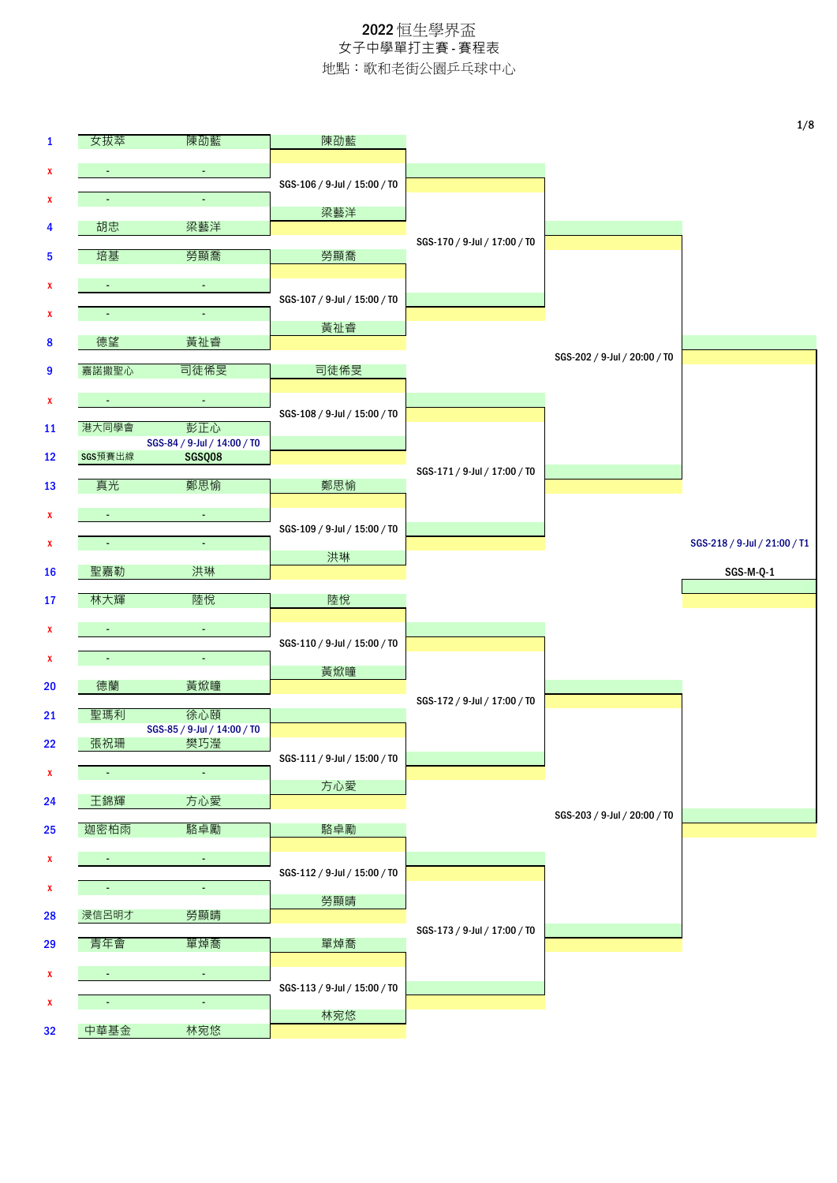# 2022 恒生學界盃

## 女子中學單打主賽 - 賽程表

地點：歌和老街公園乒乓球中心

1/8

| # | 學校 | 球員 | 第一輪 | 第二輪 | 第三輪 | 第四輪 |
|---|---|---|---|---|---|---|
| 1 | 女拔萃 | 陳劭藍 | 陳劭藍 | | | |
| x | - | - | SGS-106 / 9-Jul / 15:00 / T0 | | | |
| x | - | - | | | | |
| 4 | 胡忠 | 梁藝洋 | 梁藝洋 | SGS-170 / 9-Jul / 17:00 / T0 | | |
| 5 | 培基 | 勞顯喬 | 勞顯喬 | | | |
| x | - | - | SGS-107 / 9-Jul / 15:00 / T0 | | | |
| x | - | - | | | | |
| 8 | 德望 | 黃祉睿 | 黃祉睿 | | SGS-202 / 9-Jul / 20:00 / T0 | |
| 9 | 嘉諾撒聖心 | 司徒俙旻 | 司徒俙旻 | | | |
| x | - | - | SGS-108 / 9-Jul / 15:00 / T0 | | | |
| 11 | 港大同學會 | 彭正心 | | | | |
| | SGS-84 / 9-Jul / 14:00 / T0 | | | | | |
| 12 | SGS預賽出線 | SGSQ08 | | SGS-171 / 9-Jul / 17:00 / T0 | | |
| 13 | 真光 | 鄭思愉 | 鄭思愉 | | | |
| x | - | - | SGS-109 / 9-Jul / 15:00 / T0 | | | SGS-218 / 9-Jul / 21:00 / T1 |
| x | - | - | | | | |
| 16 | 聖嘉勒 | 洪琳 | 洪琳 | | | SGS-M-Q-1 |
| 17 | 林大輝 | 陸悅 | 陸悅 | | | |
| x | - | - | SGS-110 / 9-Jul / 15:00 / T0 | | | |
| x | - | - | | | | |
| 20 | 德蘭 | 黃焮曈 | 黃焮曈 | SGS-172 / 9-Jul / 17:00 / T0 | | |
| 21 | 聖瑪利 | 徐心頤 | | | | |
| | SGS-85 / 9-Jul / 14:00 / T0 | | | | | |
| 22 | 張祝珊 | 樊巧瀅 | SGS-111 / 9-Jul / 15:00 / T0 | | | |
| x | - | - | | | | |
| 24 | 王錦輝 | 方心愛 | 方心愛 | | SGS-203 / 9-Jul / 20:00 / T0 | |
| 25 | 迦密柏雨 | 駱卓勵 | 駱卓勵 | | | |
| x | - | - | SGS-112 / 9-Jul / 15:00 / T0 | | | |
| x | - | - | | | | |
| 28 | 浸信呂明才 | 勞顯晴 | 勞顯晴 | SGS-173 / 9-Jul / 17:00 / T0 | | |
| 29 | 青年會 | 單焯喬 | 單焯喬 | | | |
| x | - | - | SGS-113 / 9-Jul / 15:00 / T0 | | | |
| x | - | - | | | | |
| 32 | 中華基金 | 林宛悠 | 林宛悠 | | | |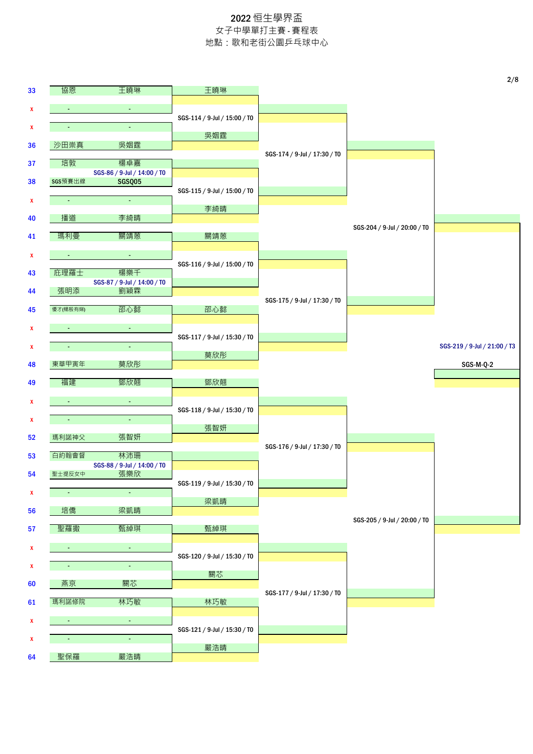# 2022 恒生學界盃

女子中學單打主賽 - 賽程表

地點：歌和老街公園乒乓球中心

| 籤位 | 學校 | 球員 | 第一圈 | 第二圈 | 第三圈 | 第四圈 |
|---|---|---|---|---|---|---|
| 33 | 協恩 | 王曉琳 | 王曉琳 | | | |
| x | - | - | SGS-114 / 9-Jul / 15:00 / T0 | | | |
| x | - | - | 吳姻霆 | SGS-174 / 9-Jul / 17:30 / T0 | | |
| 36 | 沙田崇真 | 吳姻霆 | | | | |
| 37 | 培敦 | 楊卓嘉 | SGS-86 / 9-Jul / 14:00 / T0 | | | |
| 38 | SGS預賽出線 | SGSQ05 | | SGS-115 / 9-Jul / 15:00 / T0 | | |
| x | - | - | | | | |
| 40 | 播道 | 李綺晴 | | 李綺晴 | SGS-204 / 9-Jul / 20:00 / T0 | |
| 41 | 瑪利曼 | 關靖蔥 | 關靖蔥 | | | |
| x | - | - | SGS-116 / 9-Jul / 15:00 / T0 | | | |
| 43 | 庇理羅士 | 楊樂千 | SGS-87 / 9-Jul / 14:00 / T0 | | | |
| 44 | 張明添 | 劉穎霖 | | SGS-175 / 9-Jul / 17:30 / T0 | | |
| 45 | 優才(楊殷有娣) | 邵心懿 | 邵心懿 | | | |
| x | - | - | SGS-117 / 9-Jul / 15:30 / T0 | | | |
| x | - | - | | | | SGS-219 / 9-Jul / 21:00 / T3 |
| 48 | 東華甲寅年 | 莫欣彤 | 莫欣彤 | | | SGS-M-Q-2 |
| 49 | 福建 | 鄧欣翹 | 鄧欣翹 | | | |
| x | - | - | SGS-118 / 9-Jul / 15:30 / T0 | | | |
| x | - | - | 張智妍 | | | |
| 52 | 瑪利諾神父 | 張智妍 | | SGS-176 / 9-Jul / 17:30 / T0 | | |
| 53 | 白約翰會督 | 林沛珊 | SGS-88 / 9-Jul / 14:00 / T0 | | | |
| 54 | 聖士提反女中 | 張樂欣 | | SGS-119 / 9-Jul / 15:30 / T0 | | |
| x | - | - | | | | |
| 56 | 培僑 | 梁凱晴 | | 梁凱晴 | SGS-205 / 9-Jul / 20:00 / T0 | |
| 57 | 聖羅撒 | 甄綽琪 | 甄綽琪 | | | |
| x | - | - | SGS-120 / 9-Jul / 15:30 / T0 | | | |
| x | - | - | 關芯 | | | |
| 60 | 燕京 | 關芯 | | SGS-177 / 9-Jul / 17:30 / T0 | | |
| 61 | 瑪利諾修院 | 林巧敏 | 林巧敏 | | | |
| x | - | - | SGS-121 / 9-Jul / 15:30 / T0 | | | |
| x | - | - | 嚴浩晴 | | | |
| 64 | 聖保羅 | 嚴浩晴 | | | | |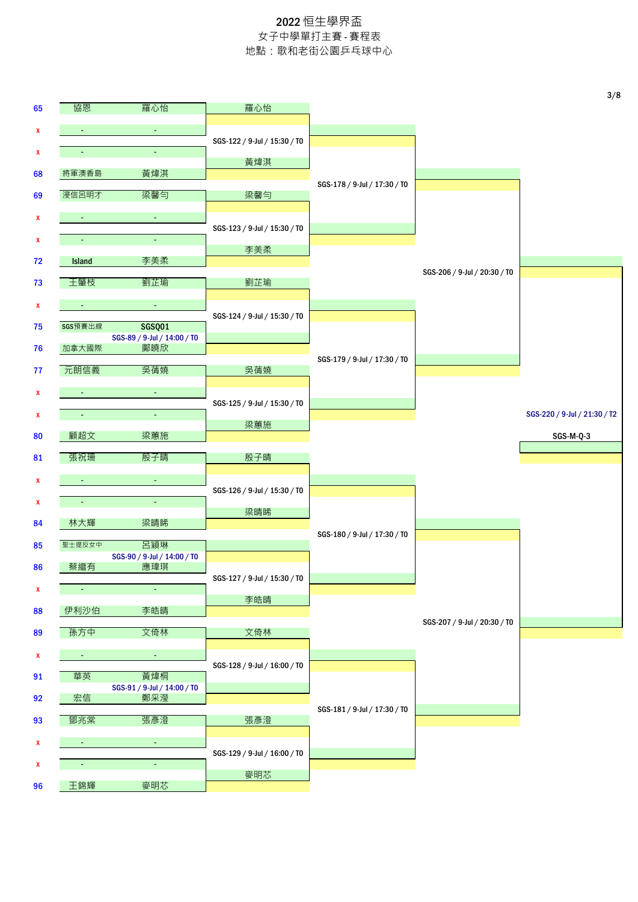# 2022 恒生學界盃

## 女子中學單打主賽 - 賽程表

地點：歌和老街公園乒乓球中心

| No. | 學校 | 球員 | 第一輪 | 第二輪 | 第三輪 | 第四輪 |
|---|---|---|---|---|---|---|
| 65 | 協恩 | 羅心怡 | 羅心怡 | | | |
| x | - | - | SGS-122 / 9-Jul / 15:30 / T0 | | | |
| x | - | - | | SGS-178 / 9-Jul / 17:30 / T0 | | |
| 68 | 將軍澳香島 | 黃煒淇 | 黃煒淇 | | | |
| 69 | 浸信呂明才 | 梁馨勻 | 梁馨勻 | | | |
| x | - | - | SGS-123 / 9-Jul / 15:30 / T0 | | | |
| x | - | - | | | SGS-206 / 9-Jul / 20:30 / T0 | |
| 72 | Island | 李美柔 | 李美柔 | | | |
| 73 | 王肇枝 | 劉芷瑜 | 劉芷瑜 | | | |
| x | - | - | SGS-124 / 9-Jul / 15:30 / T0 | | | |
| 75 | SGS預賽出線 | SGSQ01 | SGS-89 / 9-Jul / 14:00 / T0 | | | |
| 76 | 加拿大國際 | 鄺曉欣 | | SGS-179 / 9-Jul / 17:30 / T0 | | |
| 77 | 元朗信義 | 吳蒨嬈 | 吳蒨嬈 | | | |
| x | - | - | SGS-125 / 9-Jul / 15:30 / T0 | | | |
| x | - | - | | | | SGS-220 / 9-Jul / 21:30 / T2 |
| 80 | 顧超文 | 梁蕙施 | 梁蕙施 | | | SGS-M-Q-3 |
| 81 | 張祝珊 | 殷子晴 | 殷子晴 | | | |
| x | - | - | SGS-126 / 9-Jul / 15:30 / T0 | | | |
| x | - | - | | SGS-180 / 9-Jul / 17:30 / T0 | | |
| 84 | 林大輝 | 梁晴晞 | 梁晴晞 | | | |
| 85 | 聖士提反女中 | 呂穎琳 | SGS-90 / 9-Jul / 14:00 / T0 | | | |
| 86 | 蔡繼有 | 應瑋琪 | SGS-127 / 9-Jul / 15:30 / T0 | | | |
| x | - | - | | | | |
| 88 | 伊利沙伯 | 李皓晴 | 李皓晴 | | SGS-207 / 9-Jul / 20:30 / T0 | |
| 89 | 孫方中 | 文倚林 | 文倚林 | | | |
| x | - | - | SGS-128 / 9-Jul / 16:00 / T0 | | | |
| 91 | 華英 | 黃煒桐 | SGS-91 / 9-Jul / 14:00 / T0 | | | |
| 92 | 宏信 | 鄭采瀅 | | SGS-181 / 9-Jul / 17:30 / T0 | | |
| 93 | 鄧兆棠 | 張彥澄 | 張彥澄 | | | |
| x | - | - | SGS-129 / 9-Jul / 16:00 / T0 | | | |
| x | - | - | | | | |
| 96 | 王錦輝 | 麥明芯 | 麥明芯 | | | |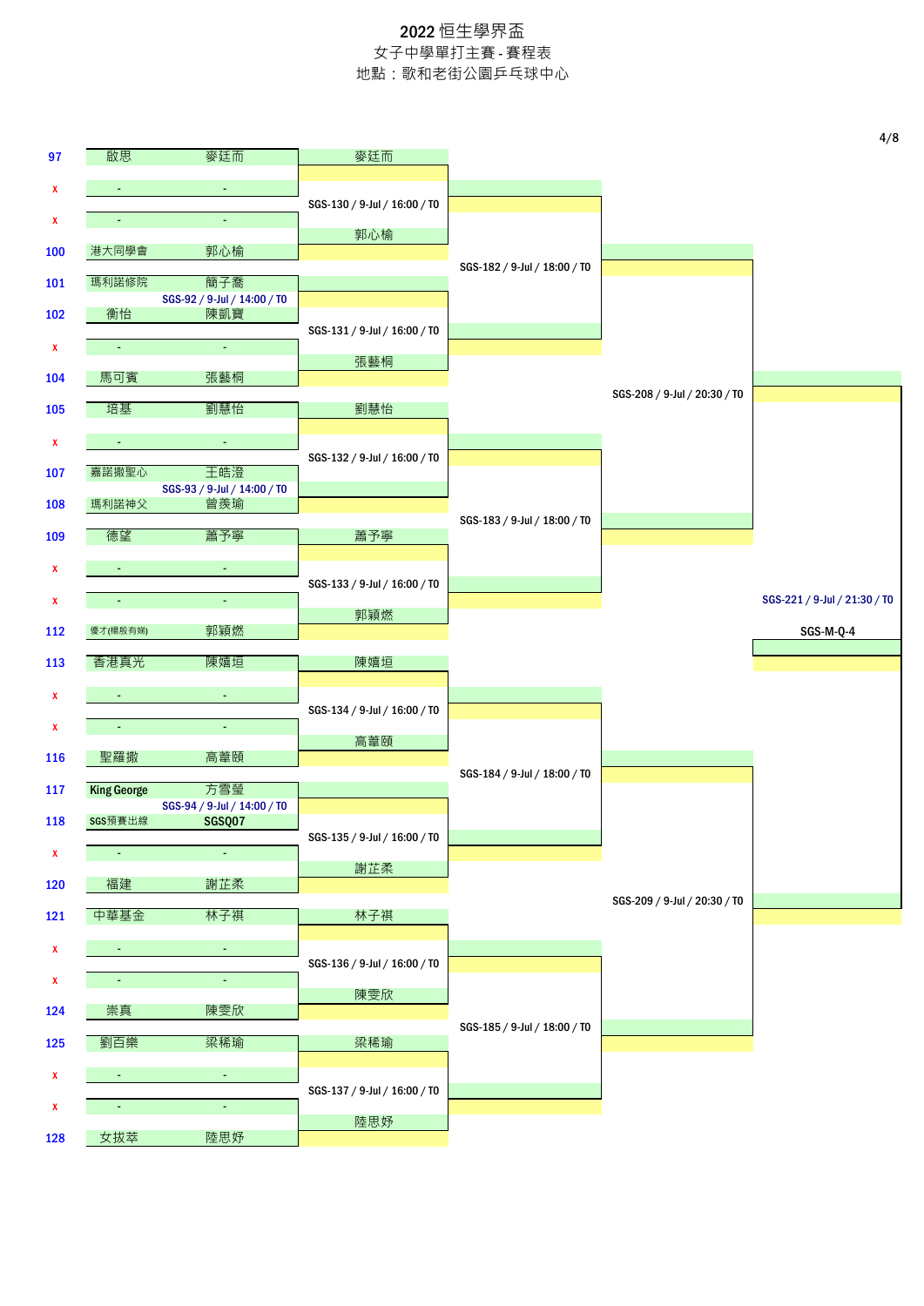# 2022 恒生學界盃

女子中學單打主賽 - 賽程表

地點：歌和老街公園乒乓球中心

| 號碼 | 學校 | 球員 | 第一輪 | 第二輪 | 第三輪 | 第四輪 |
|---|---|---|---|---|---|---|
| 97 | 啟思 | 麥廷而 | 麥廷而 | | | |
| x | - | - | SGS-130 / 9-Jul / 16:00 / T0 | | | |
| x | - | - | | | | |
| 100 | 港大同學會 | 郭心榆 | 郭心榆 | SGS-182 / 9-Jul / 18:00 / T0 | | |
| 101 | 瑪利諾修院 | 簡子喬 | SGS-92 / 9-Jul / 14:00 / T0 | | | |
| 102 | 衡怡 | 陳凱寶 | | | | |
| x | - | - | SGS-131 / 9-Jul / 16:00 / T0 | | | |
| 104 | 馬可賓 | 張藝桐 | 張藝桐 | | SGS-208 / 9-Jul / 20:30 / T0 | |
| 105 | 培基 | 劉慧怡 | 劉慧怡 | | | |
| x | - | - | SGS-132 / 9-Jul / 16:00 / T0 | | | |
| 107 | 嘉諾撒聖心 | 王皓澄 | SGS-93 / 9-Jul / 14:00 / T0 | | | |
| 108 | 瑪利諾神父 | 曾羨瑜 | | SGS-183 / 9-Jul / 18:00 / T0 | | |
| 109 | 德望 | 蕭予寧 | 蕭予寧 | | | |
| x | - | - | SGS-133 / 9-Jul / 16:00 / T0 | | | |
| x | - | - | | | | SGS-221 / 9-Jul / 21:30 / T0 |
| 112 | 優才(楊殷有娣) | 郭穎燃 | 郭穎燃 | | | SGS-M-Q-4 |
| 113 | 香港真光 | 陳�americ垣 | 陳嫿垣 | | | |
| x | - | - | SGS-134 / 9-Jul / 16:00 / T0 | | | |
| x | - | - | | | | |
| 116 | 聖羅撒 | 高葦頤 | 高葦頤 | SGS-184 / 9-Jul / 18:00 / T0 | | |
| 117 | King George | 方雪瑩 | SGS-94 / 9-Jul / 14:00 / T0 | | | |
| 118 | SGS預賽出線 | SGSQ07 | | | | |
| x | - | - | SGS-135 / 9-Jul / 16:00 / T0 | | | |
| 120 | 福建 | 謝芷柔 | 謝芷柔 | | SGS-209 / 9-Jul / 20:30 / T0 | |
| 121 | 中華基金 | 林子祺 | 林子祺 | | | |
| x | - | - | SGS-136 / 9-Jul / 16:00 / T0 | | | |
| x | - | - | | | | |
| 124 | 崇真 | 陳雯欣 | 陳雯欣 | SGS-185 / 9-Jul / 18:00 / T0 | | |
| 125 | 劉百樂 | 梁稀瑜 | 梁稀瑜 | | | |
| x | - | - | SGS-137 / 9-Jul / 16:00 / T0 | | | |
| x | - | - | | | | |
| 128 | 女拔萃 | 陸思妤 | 陸思妤 | | | |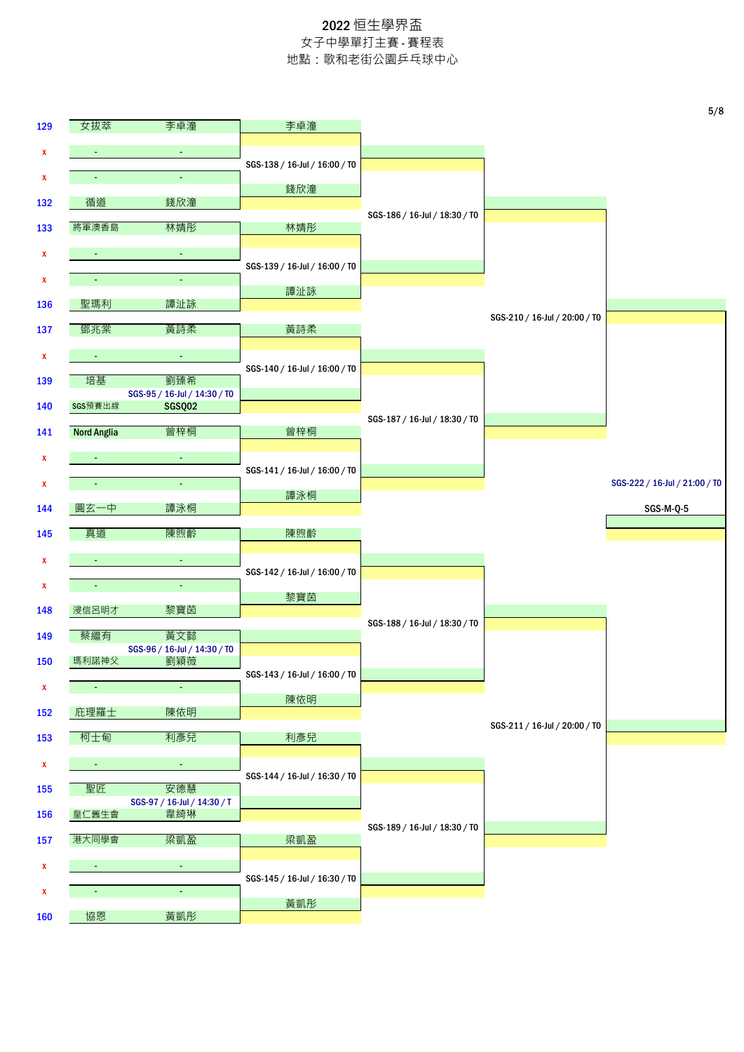# 2022 恒生學界盃

## 女子中學單打主賽 - 賽程表

地點：歌和老街公園乒乓球中心

| 號 | 學校 | 球員 | 第一輪 | 第二輪 |
|---|---|---|---|---|
| 129 | 女拔萃 | 李卓潼 | 李卓潼 | |
| x | - | - | | SGS-138 / 16-Jul / 16:00 / T0 |
| x | - | - | | |
| 132 | 循道 | 錢欣潼 | 錢欣潼 | |
| 133 | 將軍澳香島 | 林婧彤 | 林婧彤 | |
| x | - | - | | SGS-139 / 16-Jul / 16:00 / T0 |
| x | - | - | | |
| 136 | 聖瑪利 | 譚沚詠 | 譚沚詠 | |
| 137 | 鄧兆棠 | 黃詩柔 | 黃詩柔 | |
| x | - | - | | SGS-140 / 16-Jul / 16:00 / T0 |
| 139 | 培基 | 劉臻希 | SGS-95 / 16-Jul / 14:30 / T0 | |
| 140 | SGS預賽出線 | SGSQ02 | | |
| 141 | Nord Anglia | 曾梓桐 | 曾梓桐 | |
| x | - | - | | SGS-141 / 16-Jul / 16:00 / T0 |
| x | - | - | | |
| 144 | 圓玄一中 | 譚泳桐 | 譚泳桐 | |
| 145 | 真道 | 陳煦齡 | 陳煦齡 | |
| x | - | - | | SGS-142 / 16-Jul / 16:00 / T0 |
| x | - | - | | |
| 148 | 浸信呂明才 | 黎寶茵 | 黎寶茵 | |
| 149 | 蔡繼有 | 黃文懿 | SGS-96 / 16-Jul / 14:30 / T0 | |
| 150 | 瑪利諾神父 | 劉穎微 | | SGS-143 / 16-Jul / 16:00 / T0 |
| x | - | - | | |
| 152 | 庇理羅士 | 陳依明 | 陳依明 | |
| 153 | 柯士甸 | 利彥兒 | 利彥兒 | |
| x | - | - | | SGS-144 / 16-Jul / 16:30 / T0 |
| 155 | 聖匠 | 安德慧 | SGS-97 / 16-Jul / 14:30 / T | |
| 156 | 皇仁舊生會 | 韋綺琳 | | |
| 157 | 港大同學會 | 梁凱盈 | 梁凱盈 | |
| x | - | - | | SGS-145 / 16-Jul / 16:30 / T0 |
| x | - | - | | |
| 160 | 協恩 | 黃凱彤 | 黃凱彤 | |

第三輪：
- SGS-186 / 16-Jul / 18:30 / T0（SGS-138 勝方 對 SGS-139 勝方）
- SGS-187 / 16-Jul / 18:30 / T0（SGS-140 勝方 對 SGS-141 勝方）
- SGS-188 / 16-Jul / 18:30 / T0（SGS-142 勝方 對 SGS-143 勝方）
- SGS-189 / 16-Jul / 18:30 / T0（SGS-144 勝方 對 SGS-145 勝方）

第四輪：
- SGS-210 / 16-Jul / 20:00 / T0（SGS-186 勝方 對 SGS-187 勝方）
- SGS-211 / 16-Jul / 20:00 / T0（SGS-188 勝方 對 SGS-189 勝方）

第五輪：
- SGS-222 / 16-Jul / 21:00 / T0（SGS-210 勝方 對 SGS-211 勝方）→ SGS-M-Q-5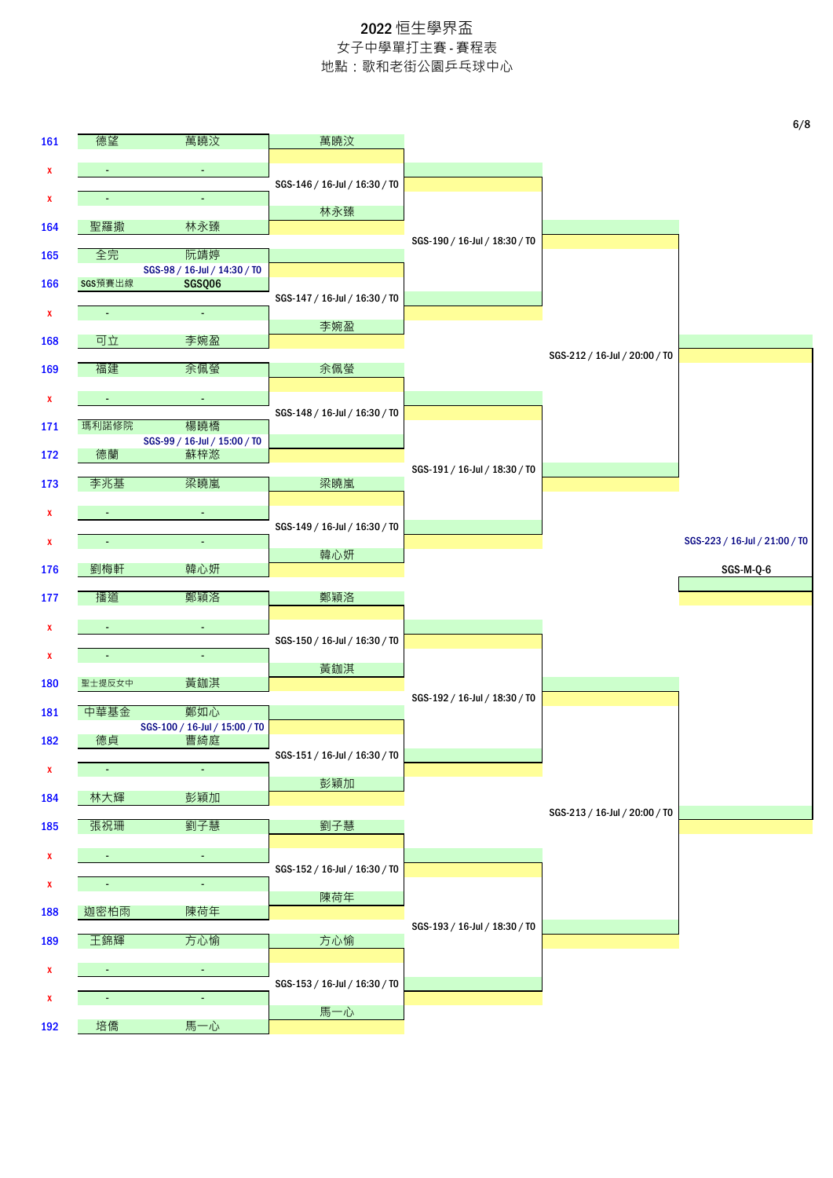# 2022 恒生學界盃

女子中學單打主賽 - 賽程表

地點：歌和老街公園乒乓球中心

| No. | 學校 | 球員 | 第一輪 | 第二輪 | 第三輪 | 第四輪 |
|---|---|---|---|---|---|---|
| 161 | 德望 | 萬曉汶 | 萬曉汶 | | | |
| x | - | - | SGS-146 / 16-Jul / 16:30 / T0 | SGS-190 / 16-Jul / 18:30 / T0 | | |
| x | - | - | 林永臻 | | | |
| 164 | 聖羅撒 | 林永臻 | | | | |
| 165 | 全完 | 阮靖婷 | | | SGS-212 / 16-Jul / 20:00 / T0 | |
| | SGS-98 / 16-Jul / 14:30 / T0 | | | | | |
| 166 | SGS預賽出線 | SGSQ06 | SGS-147 / 16-Jul / 16:30 / T0 | | | |
| x | - | - | 李婉盈 | | | |
| 168 | 可立 | 李婉盈 | | | | |
| 169 | 福建 | 余佩瑩 | 余佩瑩 | | | |
| x | - | - | SGS-148 / 16-Jul / 16:30 / T0 | SGS-191 / 16-Jul / 18:30 / T0 | | |
| 171 | 瑪利諾修院 | 楊曉橋 | | | | |
| | SGS-99 / 16-Jul / 15:00 / T0 | | | | | |
| 172 | 德蘭 | 蘇梓�green | | | | |
| 173 | 李兆基 | 梁曉嵐 | 梁曉嵐 | | | SGS-223 / 16-Jul / 21:00 / T0 |
| x | - | - | SGS-149 / 16-Jul / 16:30 / T0 | | | SGS-M-Q-6 |
| x | - | - | 韓心妍 | | | |
| 176 | 劉梅軒 | 韓心妍 | | | | |
| 177 | 播道 | 鄭穎洛 | 鄭穎洛 | | | |
| x | - | - | SGS-150 / 16-Jul / 16:30 / T0 | SGS-192 / 16-Jul / 18:30 / T0 | | |
| x | - | - | 黃鈊淇 | | | |
| 180 | 聖士提反女中 | 黃鈊淇 | | | | |
| 181 | 中華基金 | 鄭如心 | | | SGS-213 / 16-Jul / 20:00 / T0 | |
| | SGS-100 / 16-Jul / 15:00 / T0 | | | | | |
| 182 | 德貞 | 曹綺庭 | SGS-151 / 16-Jul / 16:30 / T0 | | | |
| x | - | - | 彭穎加 | | | |
| 184 | 林大輝 | 彭穎加 | | | | |
| 185 | 張祝珊 | 劉子慧 | 劉子慧 | | | |
| x | - | - | SGS-152 / 16-Jul / 16:30 / T0 | SGS-193 / 16-Jul / 18:30 / T0 | | |
| x | - | - | 陳荷年 | | | |
| 188 | 迦密柏雨 | 陳荷年 | | | | |
| 189 | 王錦輝 | 方心愉 | 方心愉 | | | |
| x | - | - | SGS-153 / 16-Jul / 16:30 / T0 | | | |
| x | - | - | 馬一心 | | | |
| 192 | 培僑 | 馬一心 | | | | |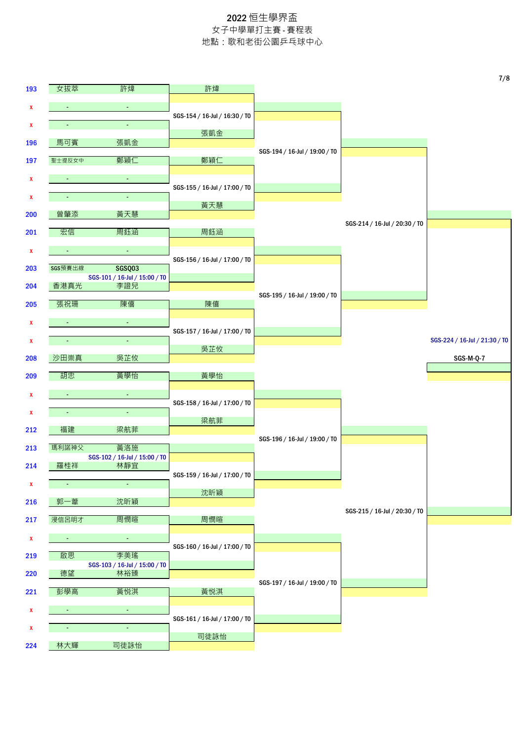# 2022 恒生學界盃

## 女子中學單打主賽 - 賽程表

地點：歌和老街公園乒乓球中心

| No. | 學校 | 球員 | 第一圈 | 第二圈 | 第三圈 | 第四圈 |
|---|---|---|---|---|---|---|
| 193 | 女拔萃 | 許煒 | 許煒 | | | |
| x | - | - | SGS-154 / 16-Jul / 16:30 / T0 | | | |
| x | - | - | | SGS-194 / 16-Jul / 19:00 / T0 | | |
| 196 | 馬可賓 | 張凱金 | 張凱金 | | | |
| 197 | 聖士提反女中 | 鄭穎仁 | 鄭穎仁 | | SGS-214 / 16-Jul / 20:30 / T0 | |
| x | - | - | SGS-155 / 16-Jul / 17:00 / T0 | | | |
| x | - | - | | | | |
| 200 | 曾肇添 | 黃天慧 | 黃天慧 | | | |
| 201 | 宏信 | 周鈺涵 | 周鈺涵 | | | |
| x | - | - | SGS-156 / 16-Jul / 17:00 / T0 | | | |
| 203 | SGS預賽出線 | SGSQ03 | | SGS-195 / 16-Jul / 19:00 / T0 | | |
| 204 | 香港真光 | 李證兒 | SGS-101 / 16-Jul / 15:00 / T0 | | | |
| 205 | 張祝珊 | 陳僖 | 陳僖 | | | SGS-224 / 16-Jul / 21:30 / T0 |
| x | - | - | SGS-157 / 16-Jul / 17:00 / T0 | | | SGS-M-Q-7 |
| x | - | - | | | | |
| 208 | 沙田崇真 | 吳芷攸 | 吳芷攸 | | | |
| 209 | 胡忠 | 黃學怡 | 黃學怡 | | | |
| x | - | - | SGS-158 / 16-Jul / 17:00 / T0 | | | |
| x | - | - | | SGS-196 / 16-Jul / 19:00 / T0 | | |
| 212 | 福建 | 梁航菲 | 梁航菲 | | | |
| 213 | 瑪利諾神父 | 黃洛施 | SGS-102 / 16-Jul / 15:00 / T0 | | SGS-215 / 16-Jul / 20:30 / T0 | |
| 214 | 羅桂祥 | 林靜宜 | SGS-159 / 16-Jul / 17:00 / T0 | | | |
| x | - | - | | | | |
| 216 | 郭一葦 | 沈昕穎 | 沈昕穎 | | | |
| 217 | 浸信呂明才 | 周憫暄 | 周憫暄 | | | |
| x | - | - | SGS-160 / 16-Jul / 17:00 / T0 | | | |
| 219 | 啟思 | 李美瑤 | SGS-103 / 16-Jul / 15:00 / T0 | SGS-197 / 16-Jul / 19:00 / T0 | | |
| 220 | 德望 | 林裕臻 | | | | |
| 221 | 彭學高 | 黃悅淇 | 黃悅淇 | | | |
| x | - | - | SGS-161 / 16-Jul / 17:00 / T0 | | | |
| x | - | - | | | | |
| 224 | 林大輝 | 司徒詠怡 | 司徒詠怡 | | | |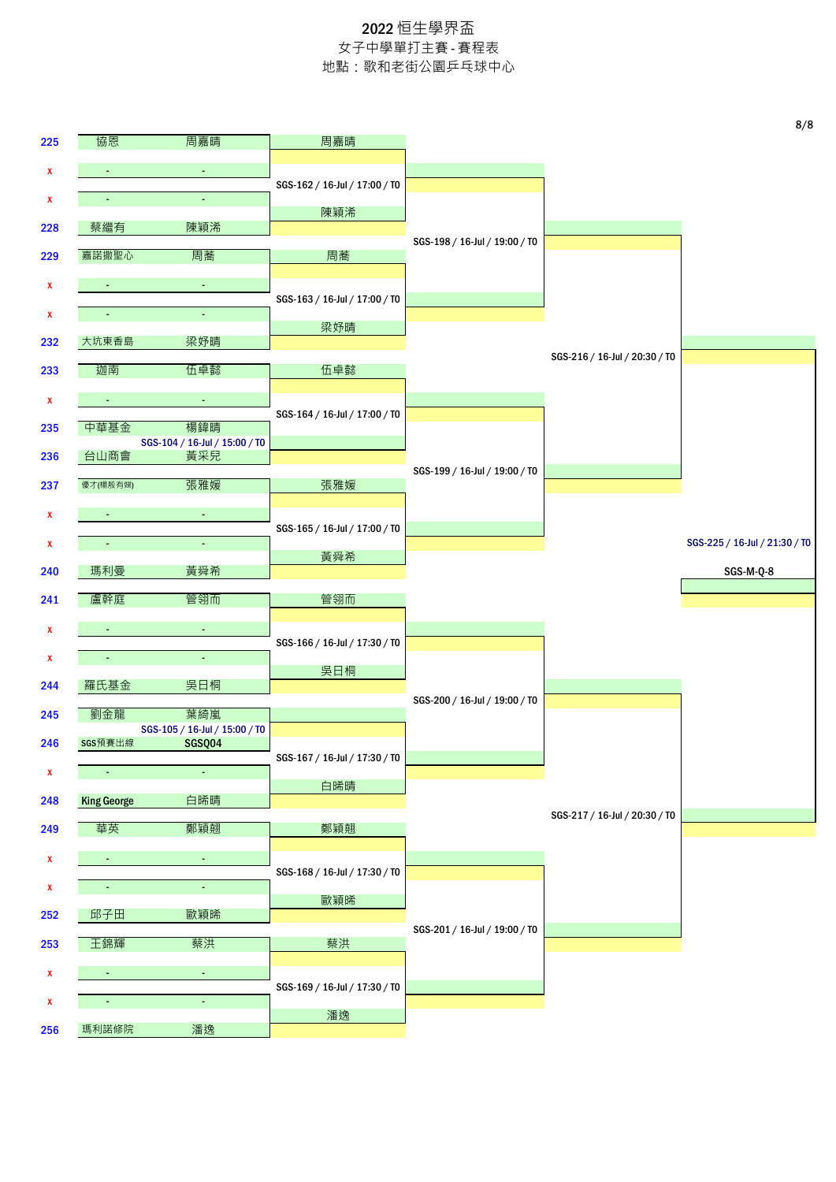# 2022 恒生學界盃

## 女子中學單打主賽 - 賽程表

地點：歌和老街公園乒乓球中心

| No. | 學校 | 球員 | 第一輪 | 第二輪 | 第三輪 | 第四輪 |
|---|---|---|---|---|---|---|
| 225 | 協恩 | 周嘉晴 | 周嘉晴 | | | |
| x | - | - | SGS-162 / 16-Jul / 17:00 / T0 | | | |
| x | - | - | | SGS-198 / 16-Jul / 19:00 / T0 | | |
| 228 | 蔡繼有 | 陳穎浠 | 陳穎浠 | | | |
| 229 | 嘉諾撒聖心 | 周蕎 | 周蕎 | | SGS-216 / 16-Jul / 20:30 / T0 | |
| x | - | - | SGS-163 / 16-Jul / 17:00 / T0 | | | |
| x | - | - | | | | |
| 232 | 大坑東香島 | 梁妤晴 | 梁妤晴 | | | |
| 233 | 迦南 | 伍卓懿 | 伍卓懿 | | | |
| x | - | - | SGS-164 / 16-Jul / 17:00 / T0 | | | |
| 235 | 中華基金 | 楊鍏晴 | SGS-104 / 16-Jul / 15:00 / T0 | SGS-199 / 16-Jul / 19:00 / T0 | | |
| 236 | 台山商會 | 黃采兒 | | | | |
| 237 | 優才(楊殷有娣) | 張雅媛 | 張雅媛 | | | SGS-225 / 16-Jul / 21:30 / T0 |
| x | - | - | SGS-165 / 16-Jul / 17:00 / T0 | | | SGS-M-Q-8 |
| x | - | - | | | | |
| 240 | 瑪利曼 | 黃舜希 | 黃舜希 | | | |
| 241 | 盧幹庭 | 管翎而 | 管翎而 | | | |
| x | - | - | SGS-166 / 16-Jul / 17:30 / T0 | | | |
| x | - | - | | SGS-200 / 16-Jul / 19:00 / T0 | | |
| 244 | 羅氏基金 | 吳日桐 | 吳日桐 | | | |
| 245 | 劉金龍 | 葉綺嵐 | SGS-105 / 16-Jul / 15:00 / T0 | | SGS-217 / 16-Jul / 20:30 / T0 | |
| 246 | SGS預賽出線 | SGSQ04 | SGS-167 / 16-Jul / 17:30 / T0 | | | |
| x | - | - | | | | |
| 248 | King George | 白晞晴 | 白晞晴 | | | |
| 249 | 華英 | 鄭穎翹 | 鄭穎翹 | | | |
| x | - | - | SGS-168 / 16-Jul / 17:30 / T0 | | | |
| x | - | - | | SGS-201 / 16-Jul / 19:00 / T0 | | |
| 252 | 邱子田 | 歐穎晞 | 歐穎晞 | | | |
| 253 | 王錦輝 | 蔡洪 | 蔡洪 | | | |
| x | - | - | SGS-169 / 16-Jul / 17:30 / T0 | | | |
| x | - | - | | | | |
| 256 | 瑪利諾修院 | 潘逸 | 潘逸 | | | |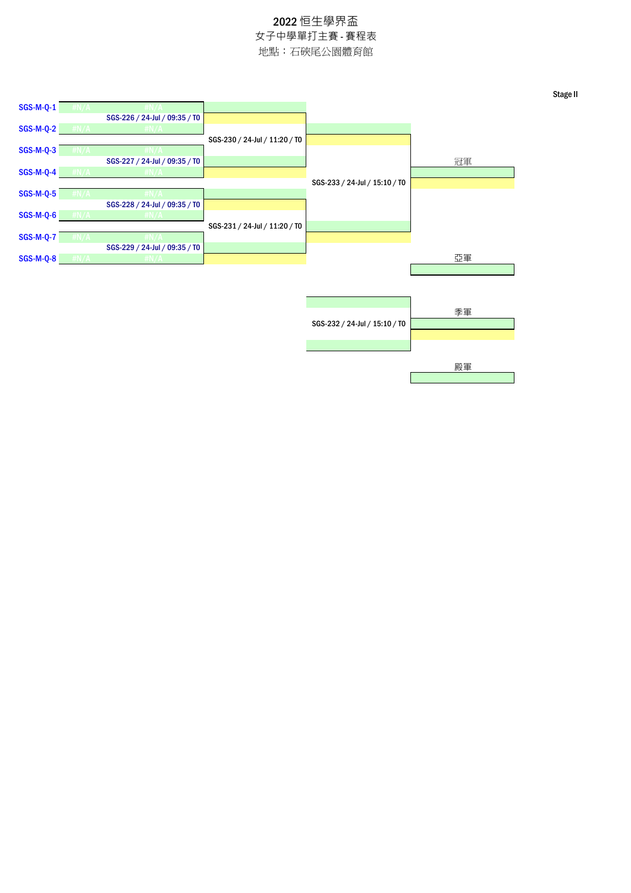# 2022 恒生學界盃

## 女子中學單打主賽 - 賽程表

地點：石硤尾公園體育館

Stage II

SGS-M-Q-1 #N/A #N/A

SGS-226 / 24-Jul / 09:35 / T0

SGS-M-Q-2 #N/A #N/A

SGS-230 / 24-Jul / 11:20 / T0

SGS-M-Q-3 #N/A #N/A

SGS-227 / 24-Jul / 09:35 / T0

SGS-M-Q-4 #N/A #N/A

冠軍

SGS-233 / 24-Jul / 15:10 / T0

SGS-M-Q-5 #N/A #N/A

SGS-228 / 24-Jul / 09:35 / T0

SGS-M-Q-6 #N/A #N/A

SGS-231 / 24-Jul / 11:20 / T0

SGS-M-Q-7 #N/A #N/A

SGS-229 / 24-Jul / 09:35 / T0

SGS-M-Q-8 #N/A #N/A

亞軍

季軍

SGS-232 / 24-Jul / 15:10 / T0

殿軍